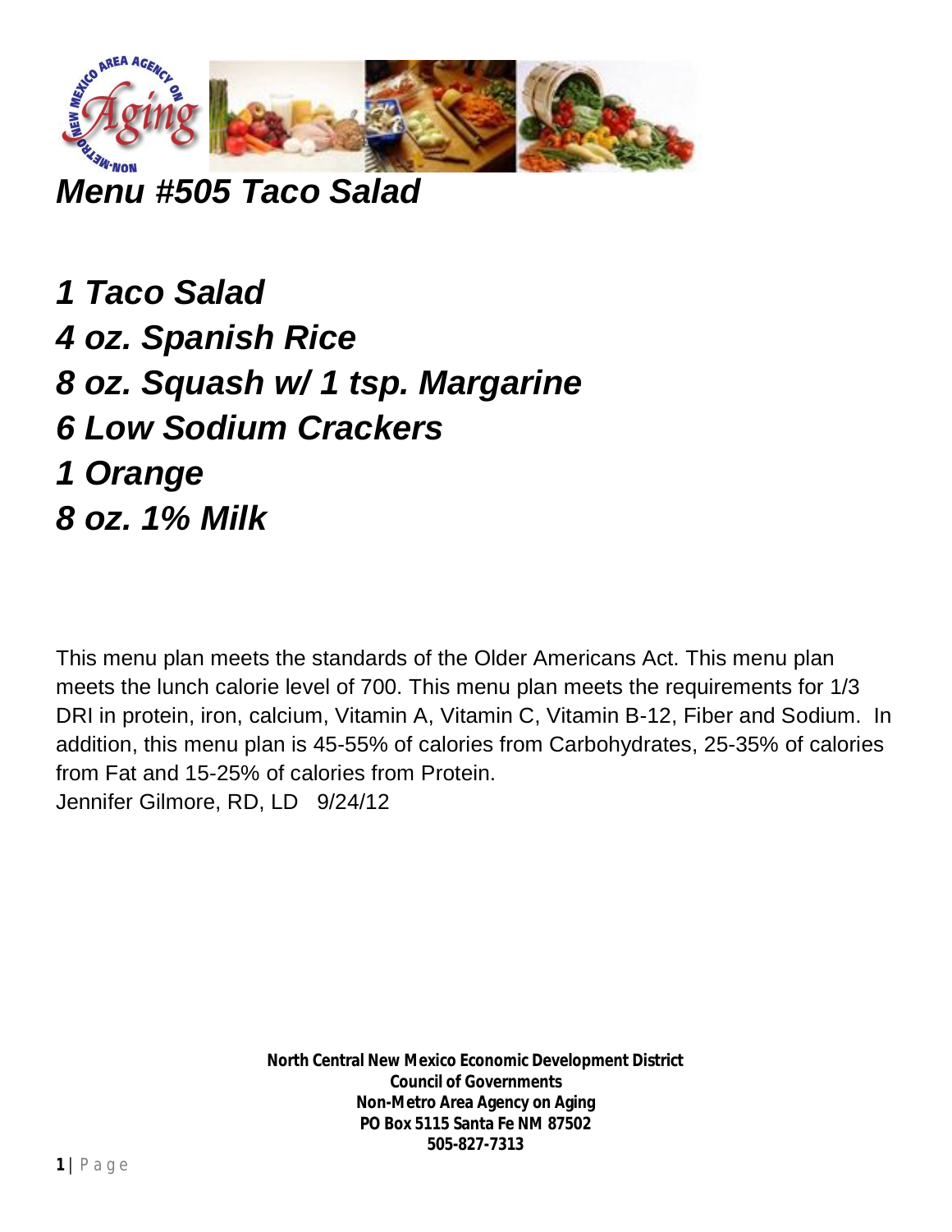# *Menu #505 Taco Salad*

## *1 Taco Salad*
## *4 oz. Spanish Rice*
## *8 oz. Squash w/ 1 tsp. Margarine*
## *6 Low Sodium Crackers*
## *1 Orange*
## *8 oz. 1% Milk*

This menu plan meets the standards of the Older Americans Act. This menu plan meets the lunch calorie level of 700. This menu plan meets the requirements for 1/3 DRI in protein, iron, calcium, Vitamin A, Vitamin C, Vitamin B-12, Fiber and Sodium. In addition, this menu plan is 45-55% of calories from Carbohydrates, 25-35% of calories from Fat and 15-25% of calories from Protein.
Jennifer Gilmore, RD, LD 9/24/12

**North Central New Mexico Economic Development District**
**Council of Governments**
**Non-Metro Area Agency on Aging**
**PO Box 5115 Santa Fe NM 87502**
**505-827-7313**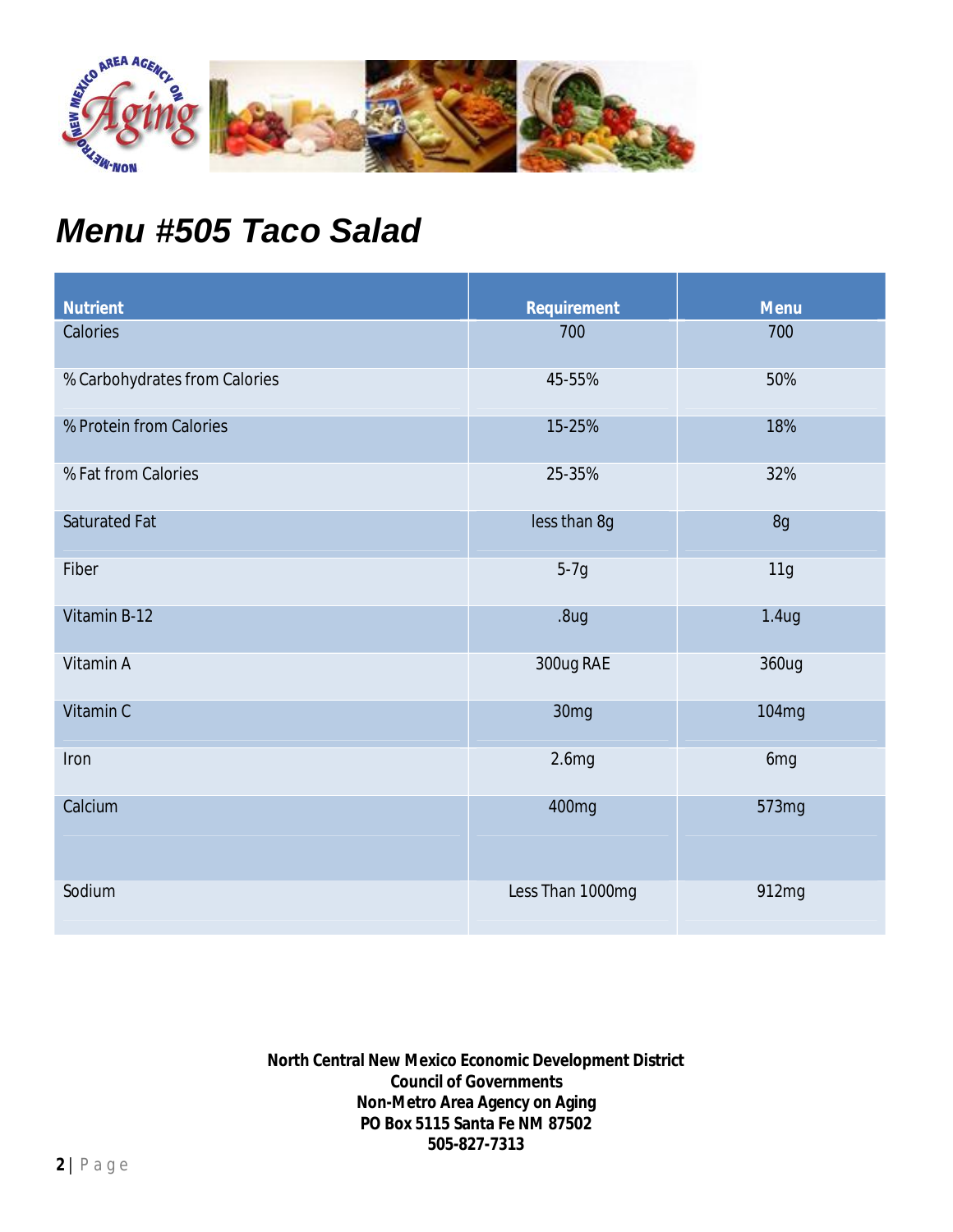# *Menu #505 Taco Salad*

| Nutrient | Requirement | Menu |
| --- | --- | --- |
| Calories | 700 | 700 |
| % Carbohydrates from Calories | 45-55% | 50% |
| % Protein from Calories | 15-25% | 18% |
| % Fat from Calories | 25-35% | 32% |
| Saturated Fat | less than 8g | 8g |
| Fiber | 5-7g | 11g |
| Vitamin B-12 | .8ug | 1.4ug |
| Vitamin A | 300ug RAE | 360ug |
| Vitamin C | 30mg | 104mg |
| Iron | 2.6mg | 6mg |
| Calcium | 400mg | 573mg |
| Sodium | Less Than 1000mg | 912mg |

**North Central New Mexico Economic Development District**
**Council of Governments**
**Non-Metro Area Agency on Aging**
**PO Box 5115 Santa Fe NM 87502**
**505-827-7313**